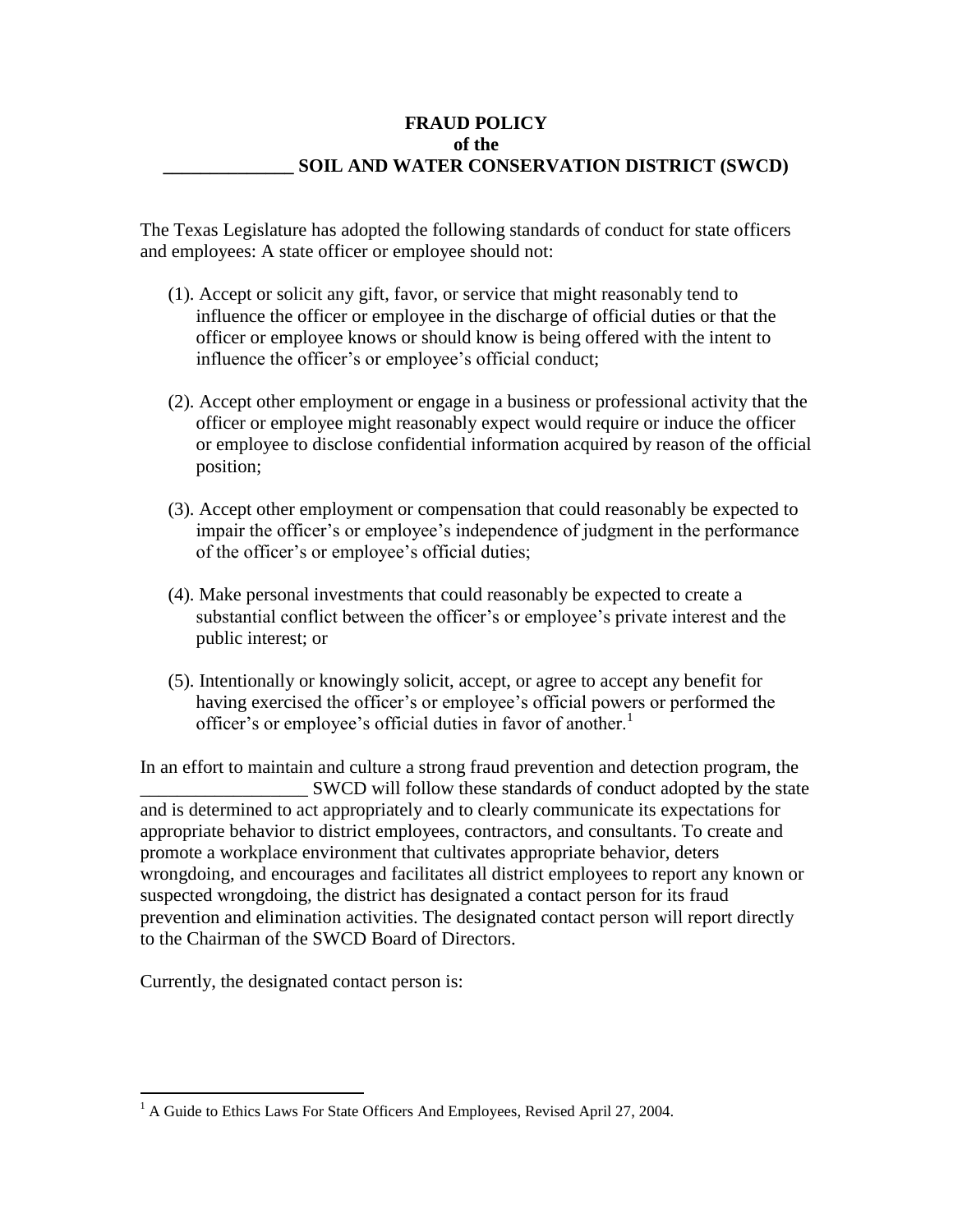# FRAUD POLICY
# of the
# ______________ SOIL AND WATER CONSERVATION DISTRICT (SWCD)

The Texas Legislature has adopted the following standards of conduct for state officers and employees: A state officer or employee should not:

(1). Accept or solicit any gift, favor, or service that might reasonably tend to influence the officer or employee in the discharge of official duties or that the officer or employee knows or should know is being offered with the intent to influence the officer's or employee's official conduct;

(2). Accept other employment or engage in a business or professional activity that the officer or employee might reasonably expect would require or induce the officer or employee to disclose confidential information acquired by reason of the official position;

(3). Accept other employment or compensation that could reasonably be expected to impair the officer's or employee's independence of judgment in the performance of the officer's or employee's official duties;

(4). Make personal investments that could reasonably be expected to create a substantial conflict between the officer's or employee's private interest and the public interest; or

(5). Intentionally or knowingly solicit, accept, or agree to accept any benefit for having exercised the officer's or employee's official powers or performed the officer's or employee's official duties in favor of another.[1]

In an effort to maintain and culture a strong fraud prevention and detection program, the __________________ SWCD will follow these standards of conduct adopted by the state and is determined to act appropriately and to clearly communicate its expectations for appropriate behavior to district employees, contractors, and consultants. To create and promote a workplace environment that cultivates appropriate behavior, deters wrongdoing, and encourages and facilitates all district employees to report any known or suspected wrongdoing, the district has designated a contact person for its fraud prevention and elimination activities. The designated contact person will report directly to the Chairman of the SWCD Board of Directors.

Currently, the designated contact person is:

---

[1] A Guide to Ethics Laws For State Officers And Employees, Revised April 27, 2004.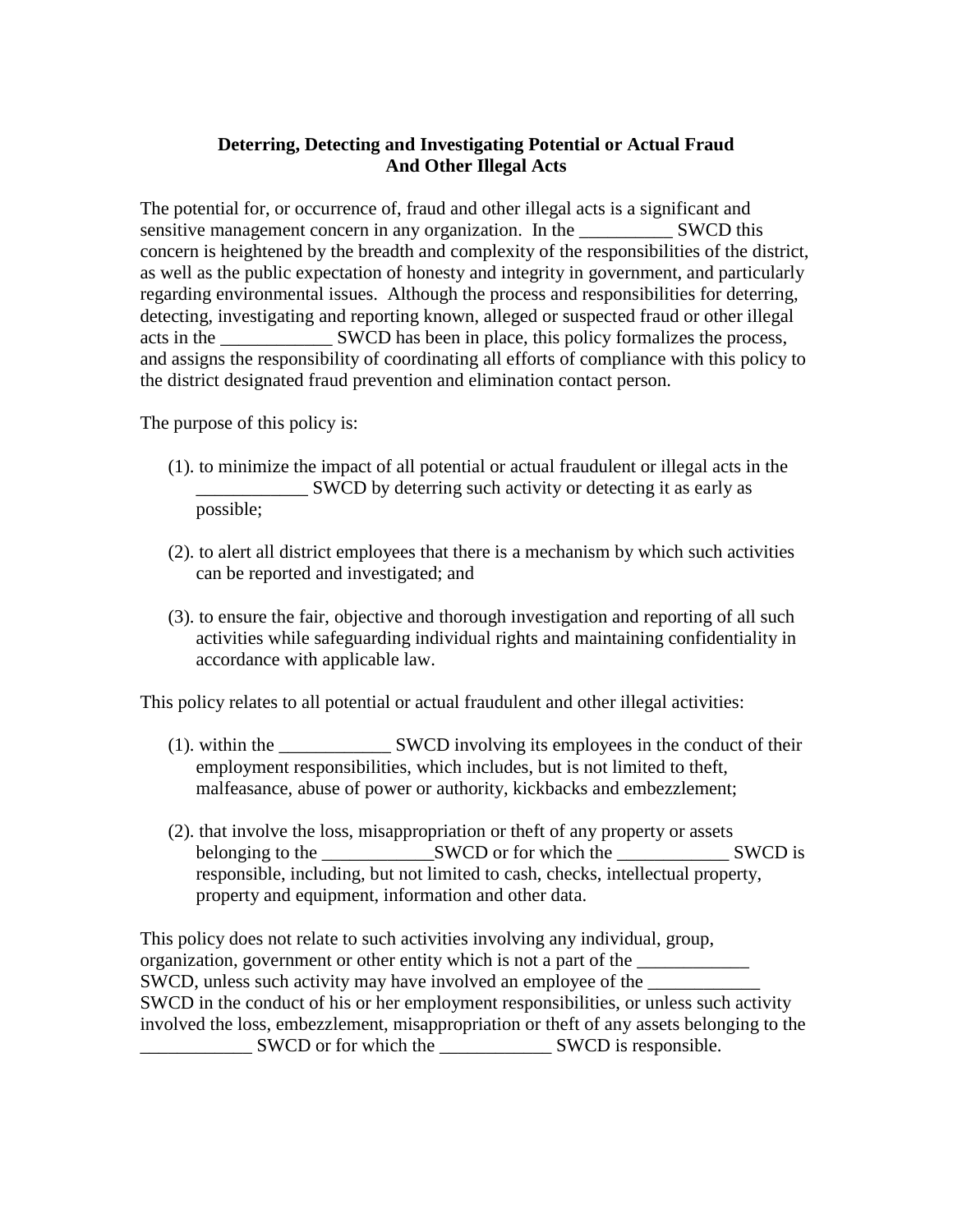## Deterring, Detecting and Investigating Potential or Actual Fraud And Other Illegal Acts

The potential for, or occurrence of, fraud and other illegal acts is a significant and sensitive management concern in any organization. In the __________ SWCD this concern is heightened by the breadth and complexity of the responsibilities of the district, as well as the public expectation of honesty and integrity in government, and particularly regarding environmental issues. Although the process and responsibilities for deterring, detecting, investigating and reporting known, alleged or suspected fraud or other illegal acts in the ____________ SWCD has been in place, this policy formalizes the process, and assigns the responsibility of coordinating all efforts of compliance with this policy to the district designated fraud prevention and elimination contact person.

The purpose of this policy is:

(1). to minimize the impact of all potential or actual fraudulent or illegal acts in the ____________ SWCD by deterring such activity or detecting it as early as possible;

(2). to alert all district employees that there is a mechanism by which such activities can be reported and investigated; and

(3). to ensure the fair, objective and thorough investigation and reporting of all such activities while safeguarding individual rights and maintaining confidentiality in accordance with applicable law.

This policy relates to all potential or actual fraudulent and other illegal activities:

(1). within the ____________ SWCD involving its employees in the conduct of their employment responsibilities, which includes, but is not limited to theft, malfeasance, abuse of power or authority, kickbacks and embezzlement;

(2). that involve the loss, misappropriation or theft of any property or assets belonging to the ____________SWCD or for which the ____________ SWCD is responsible, including, but not limited to cash, checks, intellectual property, property and equipment, information and other data.

This policy does not relate to such activities involving any individual, group, organization, government or other entity which is not a part of the ____________ SWCD, unless such activity may have involved an employee of the ____________ SWCD in the conduct of his or her employment responsibilities, or unless such activity involved the loss, embezzlement, misappropriation or theft of any assets belonging to the ____________ SWCD or for which the ____________ SWCD is responsible.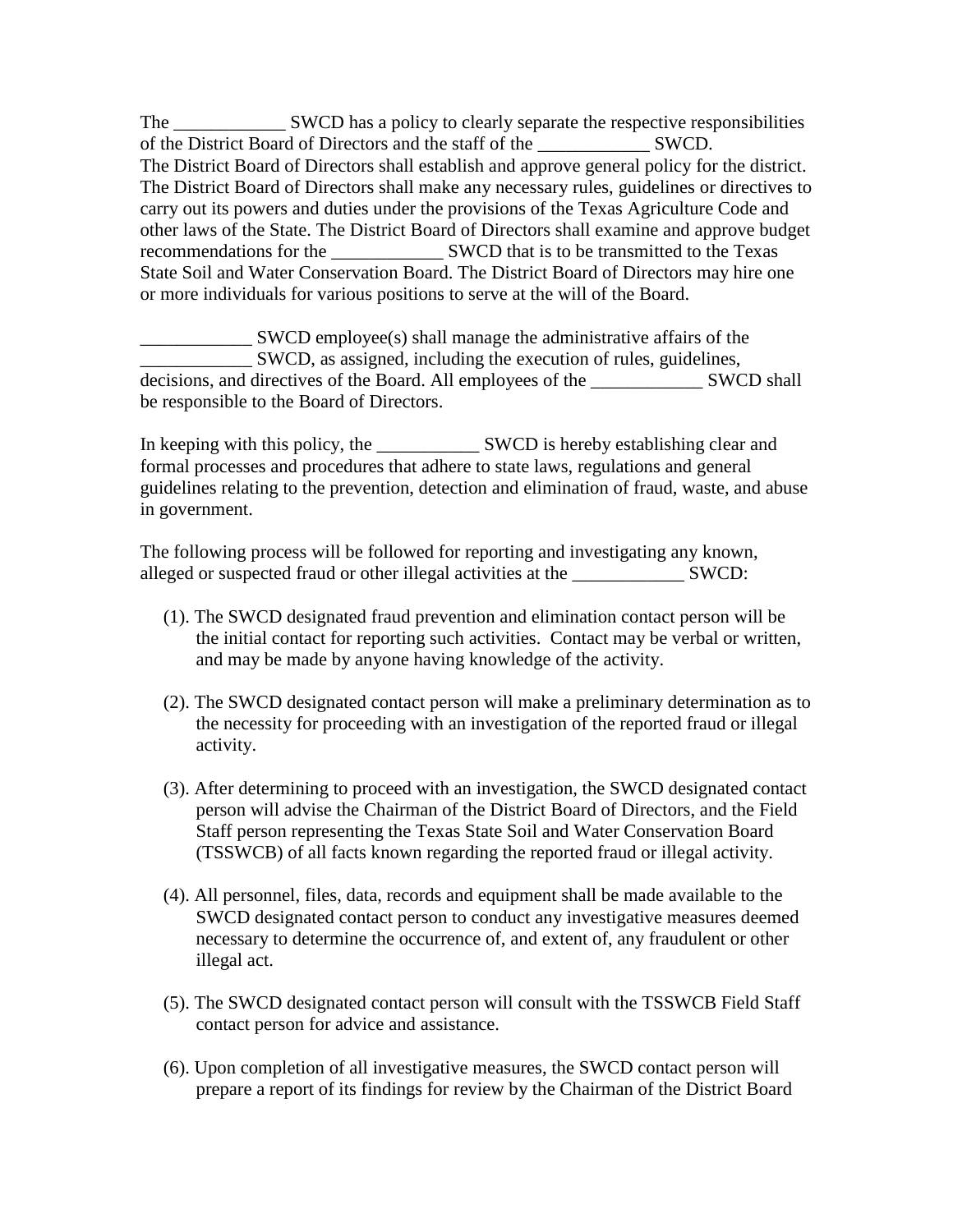The ____________ SWCD has a policy to clearly separate the respective responsibilities of the District Board of Directors and the staff of the ____________ SWCD. The District Board of Directors shall establish and approve general policy for the district. The District Board of Directors shall make any necessary rules, guidelines or directives to carry out its powers and duties under the provisions of the Texas Agriculture Code and other laws of the State. The District Board of Directors shall examine and approve budget recommendations for the ____________ SWCD that is to be transmitted to the Texas State Soil and Water Conservation Board. The District Board of Directors may hire one or more individuals for various positions to serve at the will of the Board.

____________ SWCD employee(s) shall manage the administrative affairs of the ____________ SWCD, as assigned, including the execution of rules, guidelines, decisions, and directives of the Board. All employees of the ____________ SWCD shall be responsible to the Board of Directors.

In keeping with this policy, the ___________ SWCD is hereby establishing clear and formal processes and procedures that adhere to state laws, regulations and general guidelines relating to the prevention, detection and elimination of fraud, waste, and abuse in government.

The following process will be followed for reporting and investigating any known, alleged or suspected fraud or other illegal activities at the ____________ SWCD:

(1). The SWCD designated fraud prevention and elimination contact person will be the initial contact for reporting such activities. Contact may be verbal or written, and may be made by anyone having knowledge of the activity.

(2). The SWCD designated contact person will make a preliminary determination as to the necessity for proceeding with an investigation of the reported fraud or illegal activity.

(3). After determining to proceed with an investigation, the SWCD designated contact person will advise the Chairman of the District Board of Directors, and the Field Staff person representing the Texas State Soil and Water Conservation Board (TSSWCB) of all facts known regarding the reported fraud or illegal activity.

(4). All personnel, files, data, records and equipment shall be made available to the SWCD designated contact person to conduct any investigative measures deemed necessary to determine the occurrence of, and extent of, any fraudulent or other illegal act.

(5). The SWCD designated contact person will consult with the TSSWCB Field Staff contact person for advice and assistance.

(6). Upon completion of all investigative measures, the SWCD contact person will prepare a report of its findings for review by the Chairman of the District Board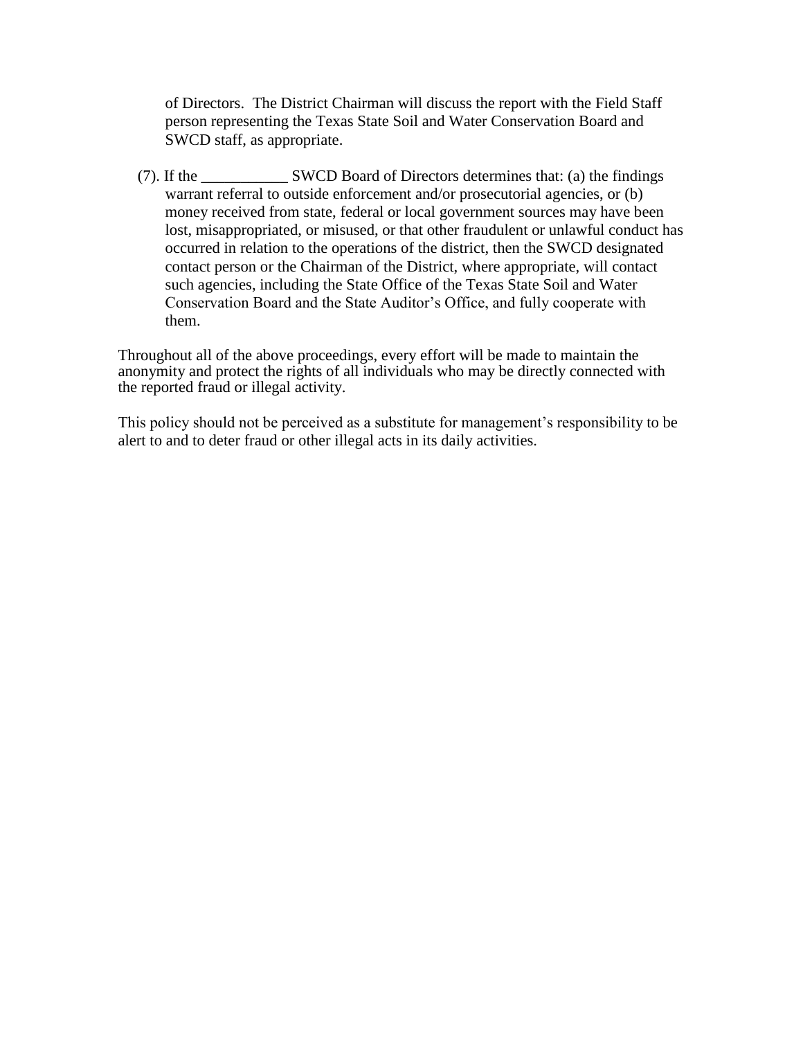of Directors. The District Chairman will discuss the report with the Field Staff person representing the Texas State Soil and Water Conservation Board and SWCD staff, as appropriate.

(7). If the ___________ SWCD Board of Directors determines that: (a) the findings warrant referral to outside enforcement and/or prosecutorial agencies, or (b) money received from state, federal or local government sources may have been lost, misappropriated, or misused, or that other fraudulent or unlawful conduct has occurred in relation to the operations of the district, then the SWCD designated contact person or the Chairman of the District, where appropriate, will contact such agencies, including the State Office of the Texas State Soil and Water Conservation Board and the State Auditor's Office, and fully cooperate with them.

Throughout all of the above proceedings, every effort will be made to maintain the anonymity and protect the rights of all individuals who may be directly connected with the reported fraud or illegal activity.

This policy should not be perceived as a substitute for management's responsibility to be alert to and to deter fraud or other illegal acts in its daily activities.